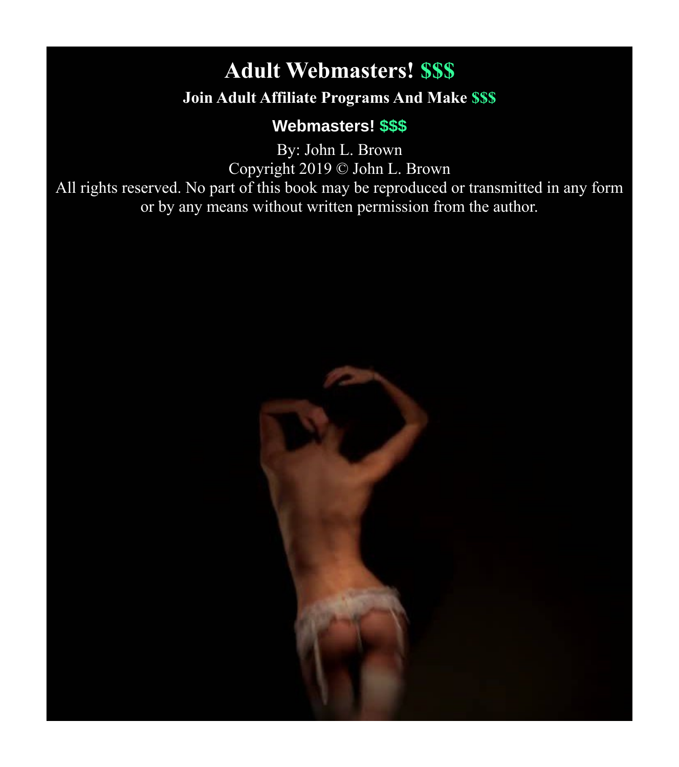# Adult Webmasters! $$$

## Join Adult Affiliate Programs And Make $$$

### Webmasters! $$$

By: John L. Brown

Copyright 2019 © John L. Brown

All rights reserved. No part of this book may be reproduced or transmitted in any form or by any means without written permission from the author.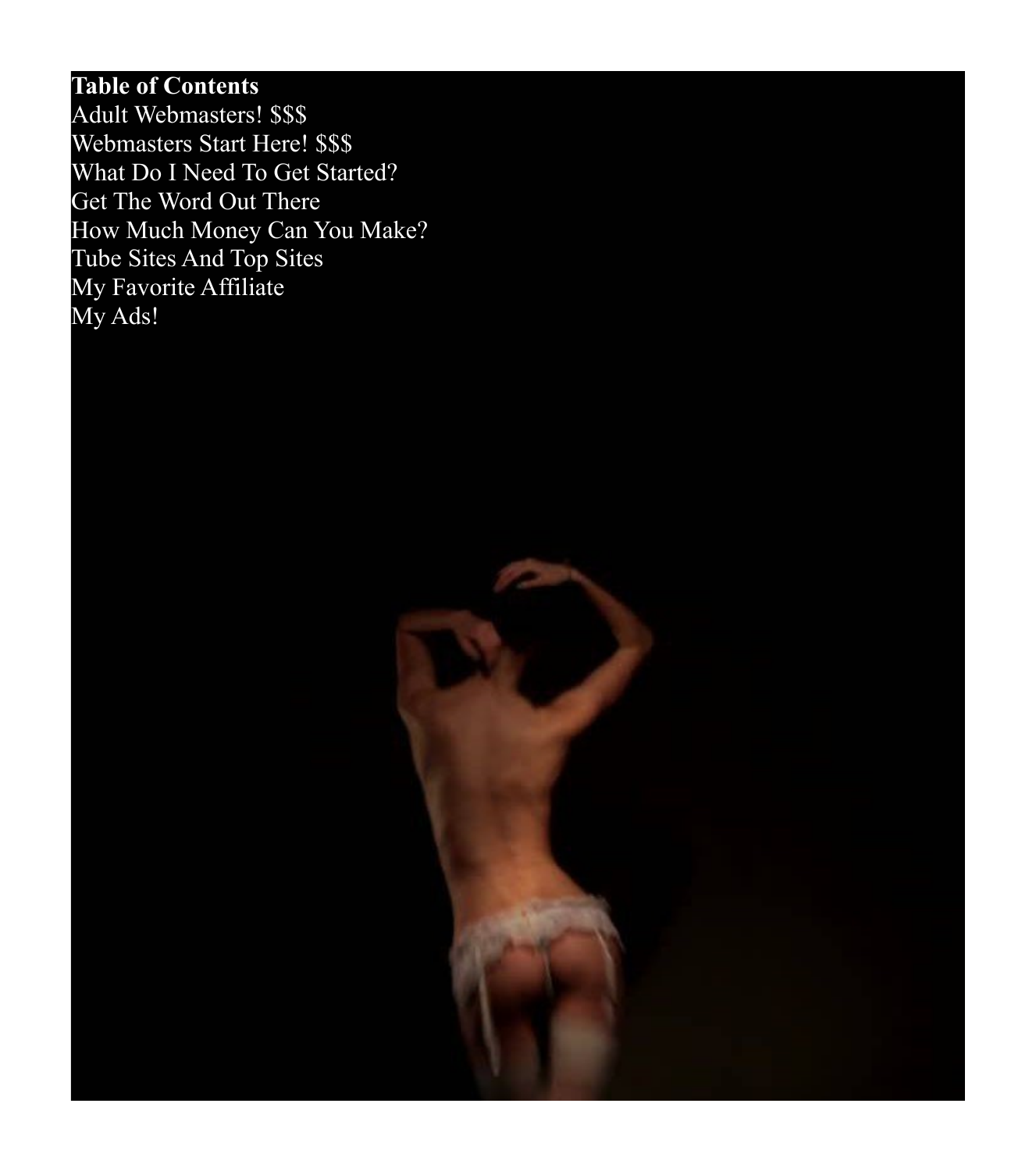**Table of Contents**

Adult Webmasters! $$$
Webmasters Start Here! $$$
What Do I Need To Get Started?
Get The Word Out There
How Much Money Can You Make?
Tube Sites And Top Sites
My Favorite Affiliate
My Ads!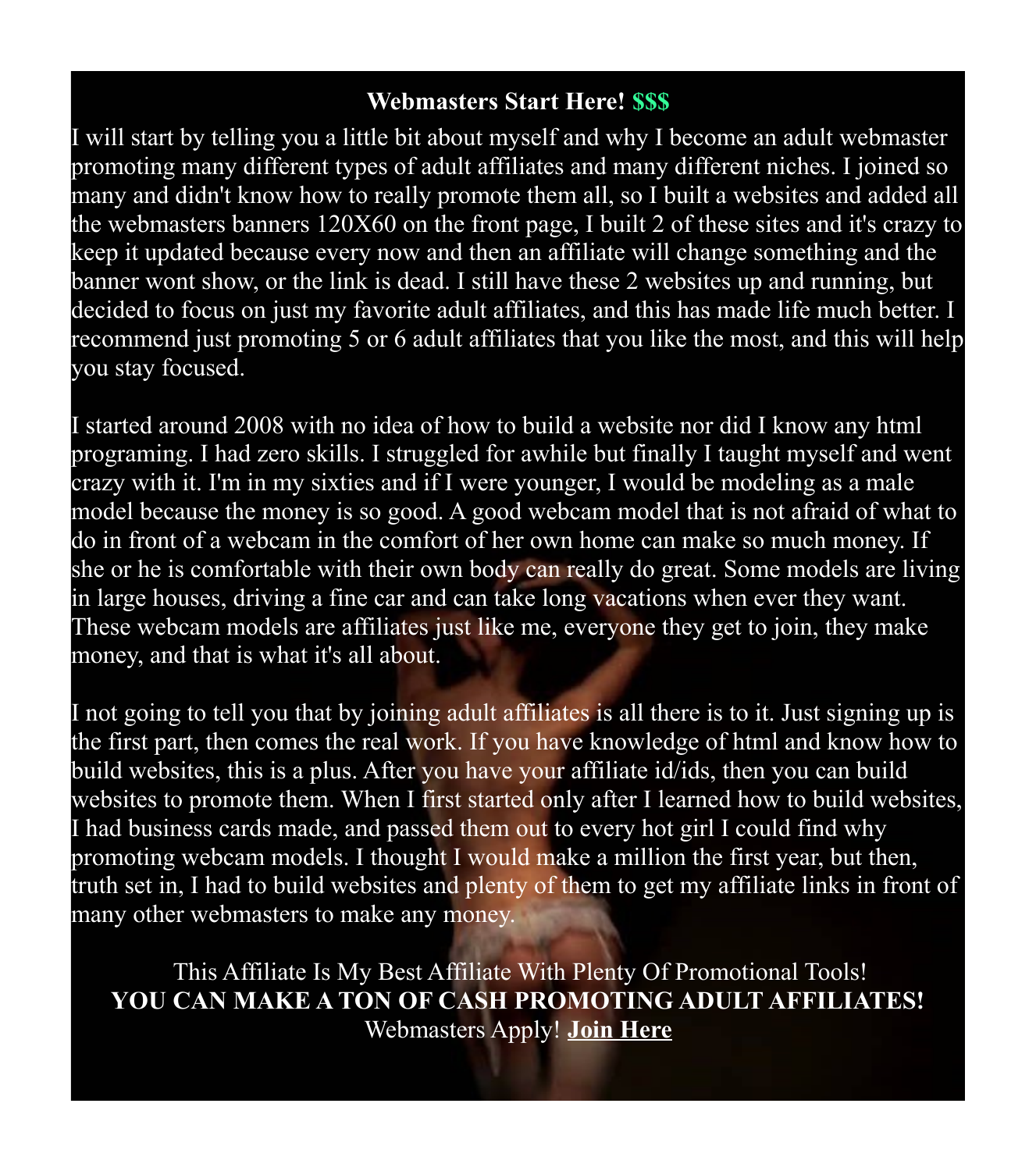**Webmasters Start Here! $$$**

I will start by telling you a little bit about myself and why I become an adult webmaster promoting many different types of adult affiliates and many different niches. I joined so many and didn't know how to really promote them all, so I built a websites and added all the webmasters banners 120X60 on the front page, I built 2 of these sites and it's crazy to keep it updated because every now and then an affiliate will change something and the banner wont show, or the link is dead. I still have these 2 websites up and running, but decided to focus on just my favorite adult affiliates, and this has made life much better. I recommend just promoting 5 or 6 adult affiliates that you like the most, and this will help you stay focused.

I started around 2008 with no idea of how to build a website nor did I know any html programing. I had zero skills. I struggled for awhile but finally I taught myself and went crazy with it. I'm in my sixties and if I were younger, I would be modeling as a male model because the money is so good. A good webcam model that is not afraid of what to do in front of a webcam in the comfort of her own home can make so much money. If she or he is comfortable with their own body can really do great. Some models are living in large houses, driving a fine car and can take long vacations when ever they want. These webcam models are affiliates just like me, everyone they get to join, they make money, and that is what it's all about.

I not going to tell you that by joining adult affiliates is all there is to it. Just signing up is the first part, then comes the real work. If you have knowledge of html and know how to build websites, this is a plus. After you have your affiliate id/ids, then you can build websites to promote them. When I first started only after I learned how to build websites, I had business cards made, and passed them out to every hot girl I could find why promoting webcam models. I thought I would make a million the first year, but then, truth set in, I had to build websites and plenty of them to get my affiliate links in front of many other webmasters to make any money.

This Affiliate Is My Best Affiliate With Plenty Of Promotional Tools!
**YOU CAN MAKE A TON OF CASH PROMOTING ADULT AFFILIATES!**
Webmasters Apply! **Join Here**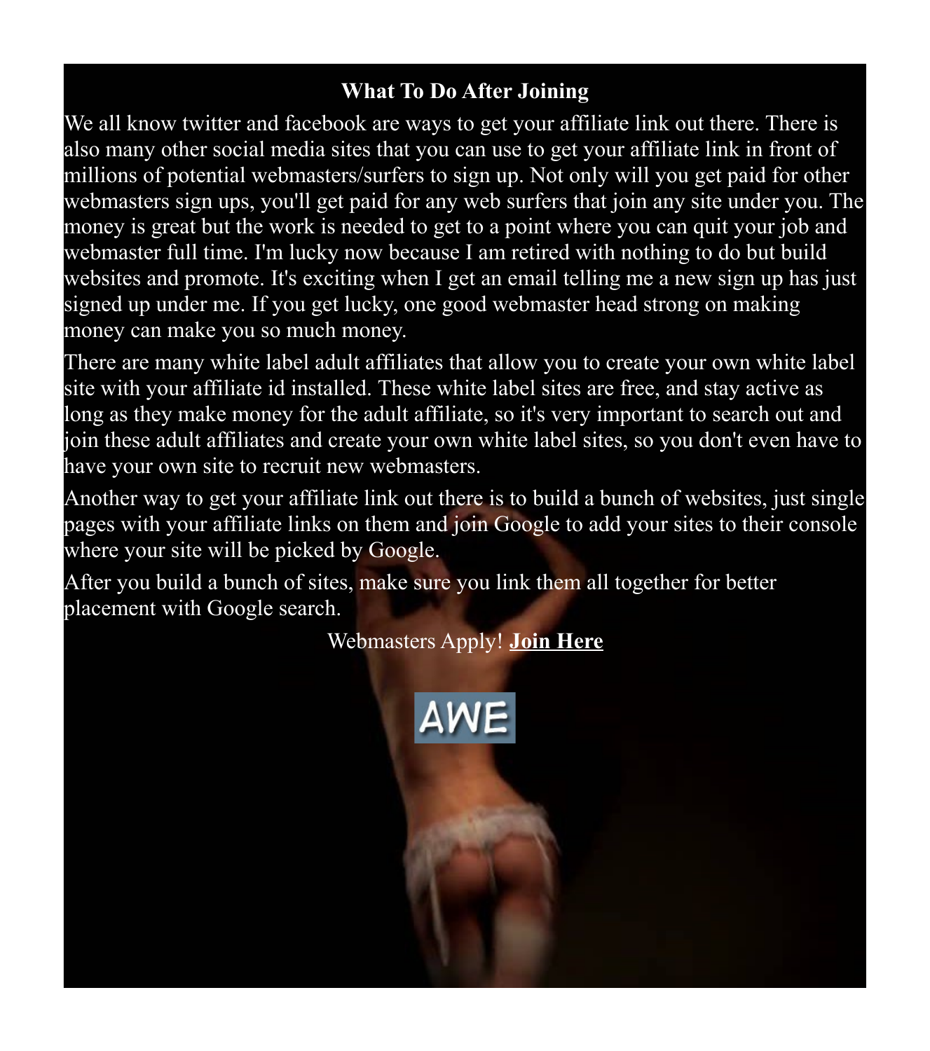## What To Do After Joining

We all know twitter and facebook are ways to get your affiliate link out there. There is also many other social media sites that you can use to get your affiliate link in front of millions of potential webmasters/surfers to sign up. Not only will you get paid for other webmasters sign ups, you'll get paid for any web surfers that join any site under you. The money is great but the work is needed to get to a point where you can quit your job and webmaster full time. I'm lucky now because I am retired with nothing to do but build websites and promote. It's exciting when I get an email telling me a new sign up has just signed up under me. If you get lucky, one good webmaster head strong on making money can make you so much money.

There are many white label adult affiliates that allow you to create your own white label site with your affiliate id installed. These white label sites are free, and stay active as long as they make money for the adult affiliate, so it's very important to search out and join these adult affiliates and create your own white label sites, so you don't even have to have your own site to recruit new webmasters.

Another way to get your affiliate link out there is to build a bunch of websites, just single pages with your affiliate links on them and join Google to add your sites to their console where your site will be picked by Google.

After you build a bunch of sites, make sure you link them all together for better placement with Google search.

Webmasters Apply! **Join Here**

AWE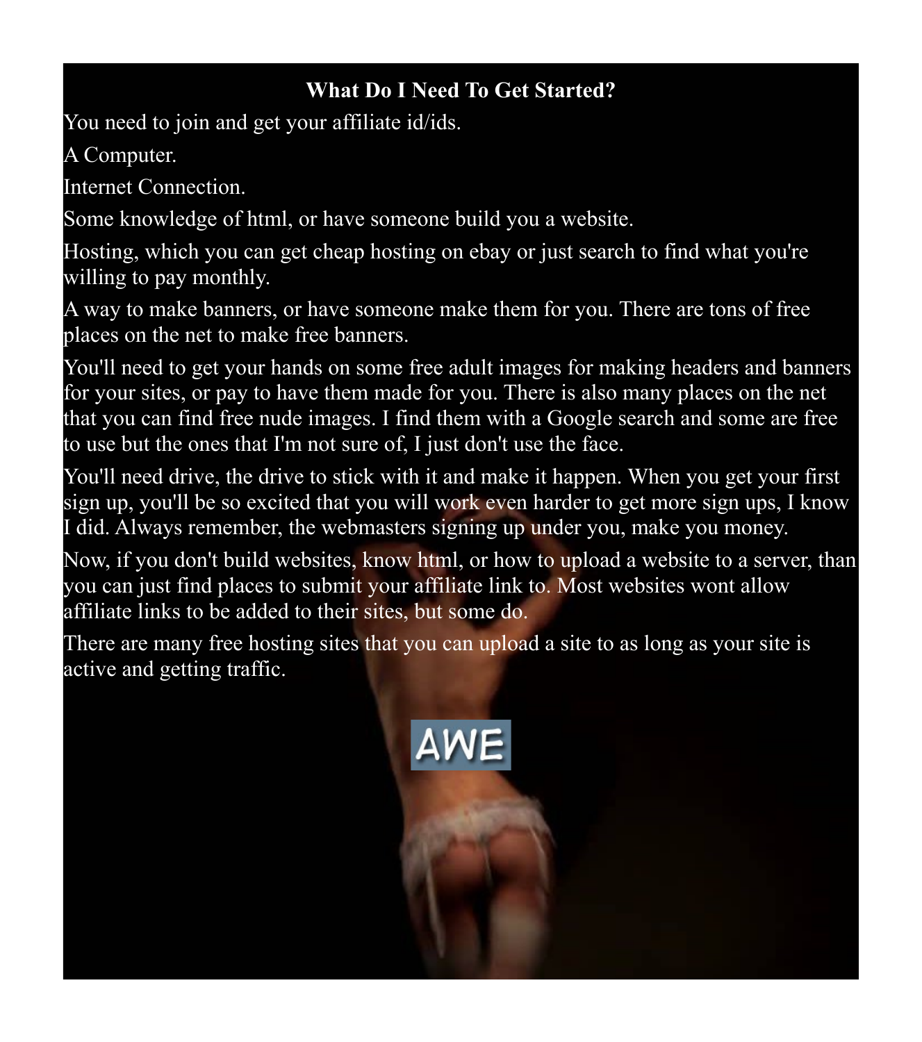**What Do I Need To Get Started?**

You need to join and get your affiliate id/ids.

A Computer.

Internet Connection.

Some knowledge of html, or have someone build you a website.

Hosting, which you can get cheap hosting on ebay or just search to find what you're willing to pay monthly.

A way to make banners, or have someone make them for you. There are tons of free places on the net to make free banners.

You'll need to get your hands on some free adult images for making headers and banners for your sites, or pay to have them made for you. There is also many places on the net that you can find free nude images. I find them with a Google search and some are free to use but the ones that I'm not sure of, I just don't use the face.

You'll need drive, the drive to stick with it and make it happen. When you get your first sign up, you'll be so excited that you will work even harder to get more sign ups, I know I did. Always remember, the webmasters signing up under you, make you money.

Now, if you don't build websites, know html, or how to upload a website to a server, than you can just find places to submit your affiliate link to. Most websites wont allow affiliate links to be added to their sites, but some do.

There are many free hosting sites that you can upload a site to as long as your site is active and getting traffic.

AWE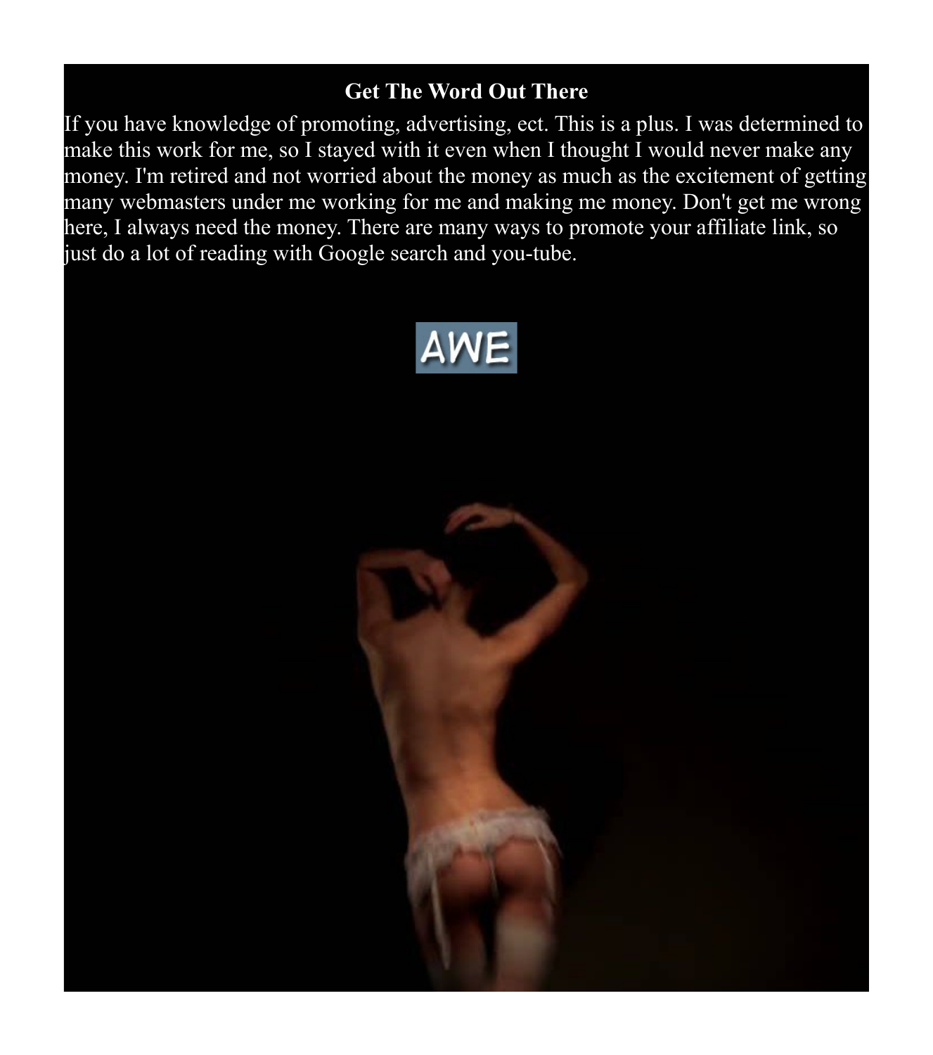## Get The Word Out There

If you have knowledge of promoting, advertising, ect. This is a plus. I was determined to make this work for me, so I stayed with it even when I thought I would never make any money. I'm retired and not worried about the money as much as the excitement of getting many webmasters under me working for me and making me money. Don't get me wrong here, I always need the money. There are many ways to promote your affiliate link, so just do a lot of reading with Google search and you-tube.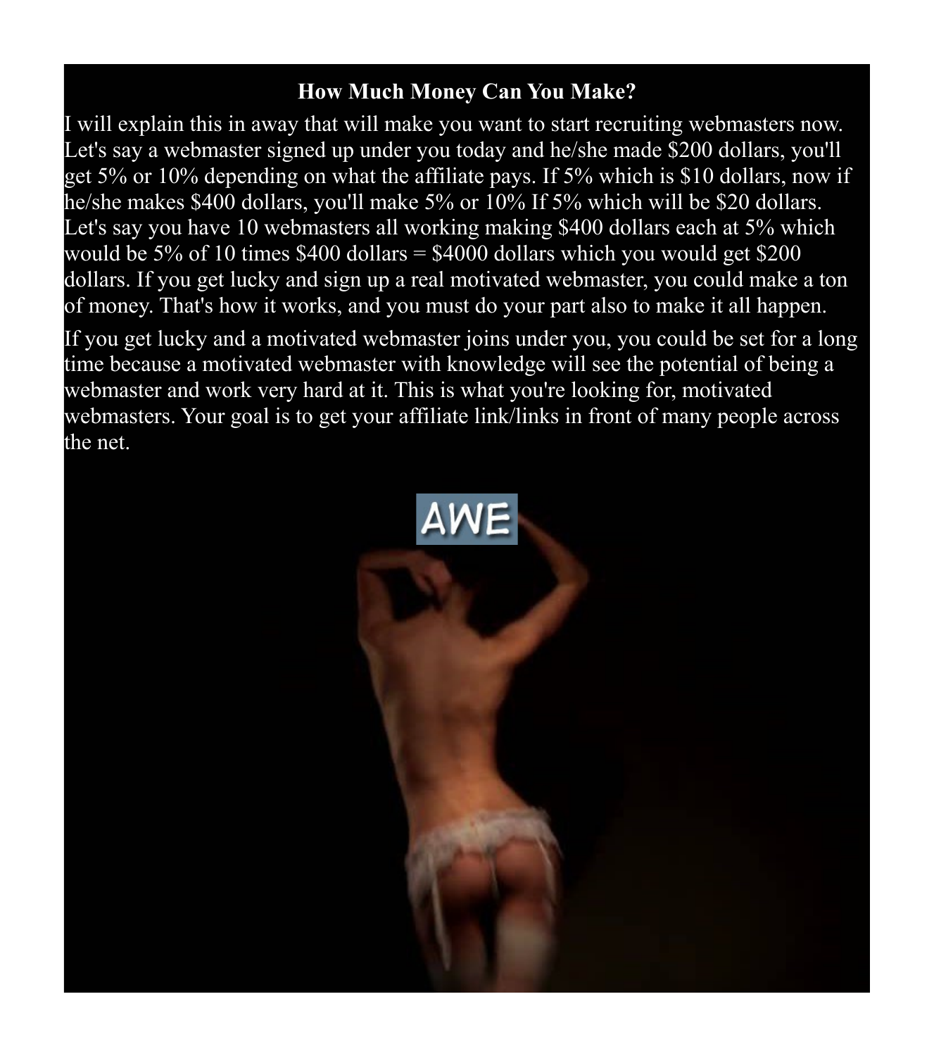**How Much Money Can You Make?**

I will explain this in away that will make you want to start recruiting webmasters now. Let's say a webmaster signed up under you today and he/she made $200 dollars, you'll get 5% or 10% depending on what the affiliate pays. If 5% which is $10 dollars, now if he/she makes $400 dollars, you'll make 5% or 10% If 5% which will be $20 dollars. Let's say you have 10 webmasters all working making $400 dollars each at 5% which would be 5% of 10 times $400 dollars = $4000 dollars which you would get $200 dollars. If you get lucky and sign up a real motivated webmaster, you could make a ton of money. That's how it works, and you must do your part also to make it all happen.

If you get lucky and a motivated webmaster joins under you, you could be set for a long time because a motivated webmaster with knowledge will see the potential of being a webmaster and work very hard at it. This is what you're looking for, motivated webmasters. Your goal is to get your affiliate link/links in front of many people across the net.

AWE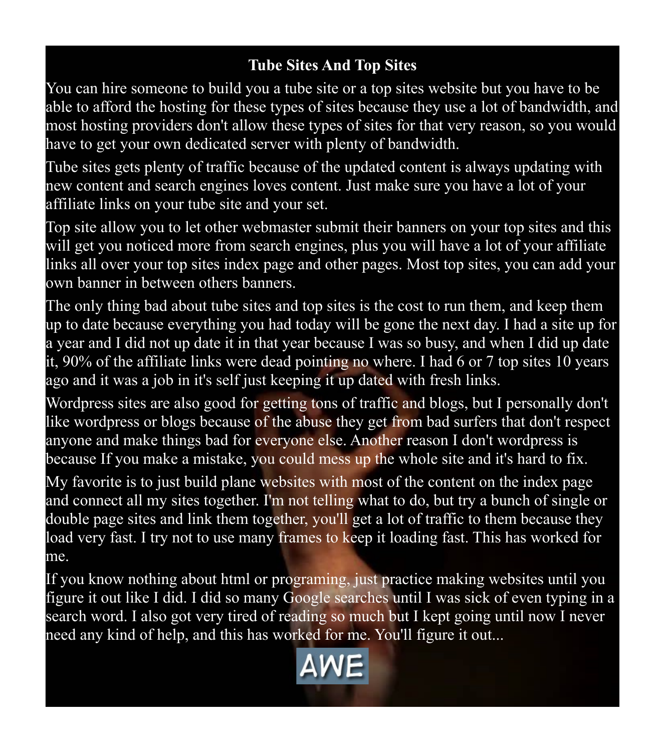# Tube Sites And Top Sites

You can hire someone to build you a tube site or a top sites website but you have to be able to afford the hosting for these types of sites because they use a lot of bandwidth, and most hosting providers don't allow these types of sites for that very reason, so you would have to get your own dedicated server with plenty of bandwidth.

Tube sites gets plenty of traffic because of the updated content is always updating with new content and search engines loves content. Just make sure you have a lot of your affiliate links on your tube site and your set.

Top site allow you to let other webmaster submit their banners on your top sites and this will get you noticed more from search engines, plus you will have a lot of your affiliate links all over your top sites index page and other pages. Most top sites, you can add your own banner in between others banners.

The only thing bad about tube sites and top sites is the cost to run them, and keep them up to date because everything you had today will be gone the next day. I had a site up for a year and I did not up date it in that year because I was so busy, and when I did up date it, 90% of the affiliate links were dead pointing no where. I had 6 or 7 top sites 10 years ago and it was a job in it's self just keeping it up dated with fresh links.

Wordpress sites are also good for getting tons of traffic and blogs, but I personally don't like wordpress or blogs because of the abuse they get from bad surfers that don't respect anyone and make things bad for everyone else. Another reason I don't wordpress is because If you make a mistake, you could mess up the whole site and it's hard to fix.

My favorite is to just build plane websites with most of the content on the index page and connect all my sites together. I'm not telling what to do, but try a bunch of single or double page sites and link them together, you'll get a lot of traffic to them because they load very fast. I try not to use many frames to keep it loading fast. This has worked for me.

If you know nothing about html or programing, just practice making websites until you figure it out like I did. I did so many Google searches until I was sick of even typing in a search word. I also got very tired of reading so much but I kept going until now I never need any kind of help, and this has worked for me. You'll figure it out...

AWE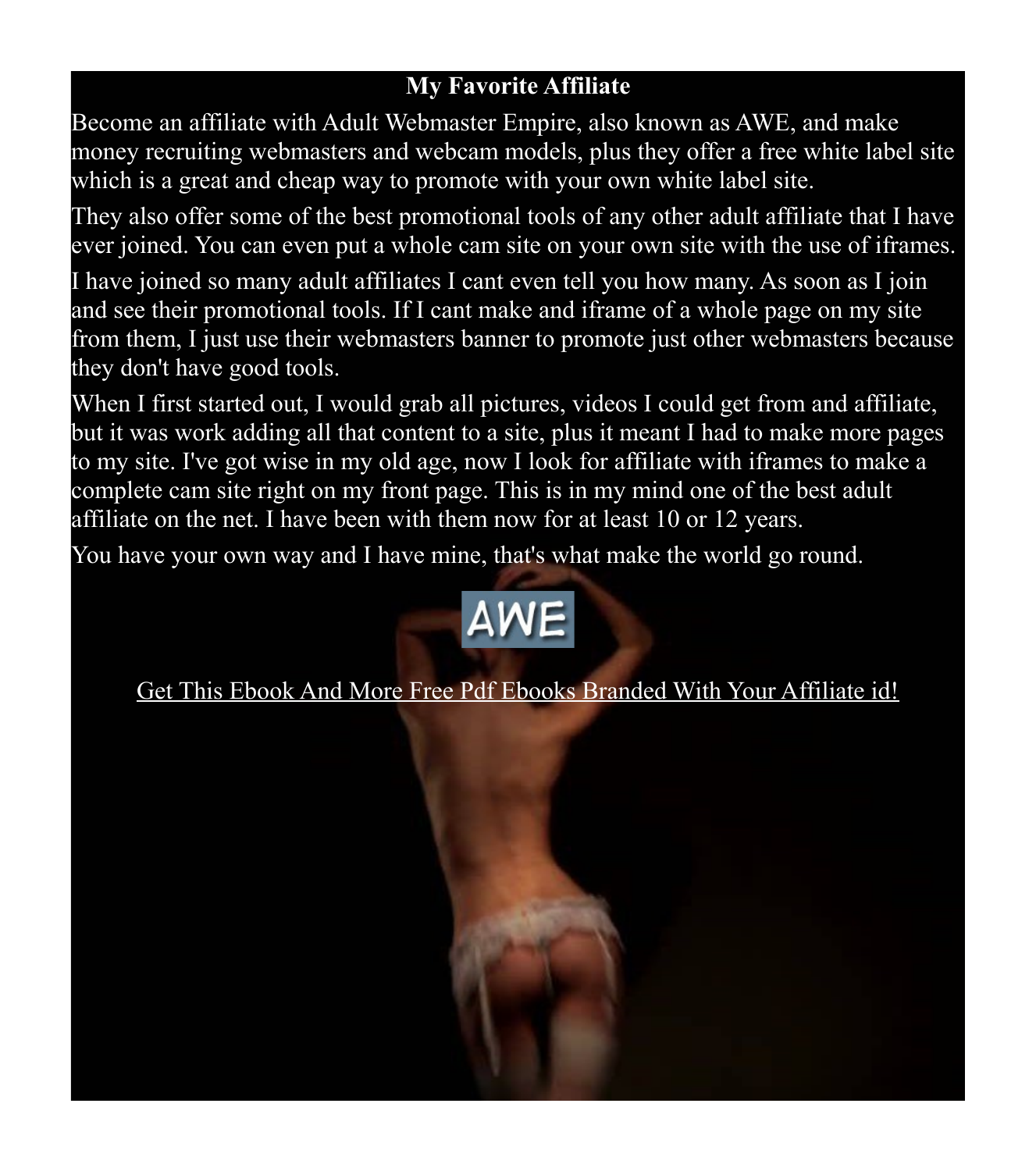## My Favorite Affiliate

Become an affiliate with Adult Webmaster Empire, also known as AWE, and make money recruiting webmasters and webcam models, plus they offer a free white label site which is a great and cheap way to promote with your own white label site.

They also offer some of the best promotional tools of any other adult affiliate that I have ever joined. You can even put a whole cam site on your own site with the use of iframes.

I have joined so many adult affiliates I cant even tell you how many. As soon as I join and see their promotional tools. If I cant make and iframe of a whole page on my site from them, I just use their webmasters banner to promote just other webmasters because they don't have good tools.

When I first started out, I would grab all pictures, videos I could get from and affiliate, but it was work adding all that content to a site, plus it meant I had to make more pages to my site. I've got wise in my old age, now I look for affiliate with iframes to make a complete cam site right on my front page. This is in my mind one of the best adult affiliate on the net. I have been with them now for at least 10 or 12 years.

You have your own way and I have mine, that's what make the world go round.

AWE

Get This Ebook And More Free Pdf Ebooks Branded With Your Affiliate id!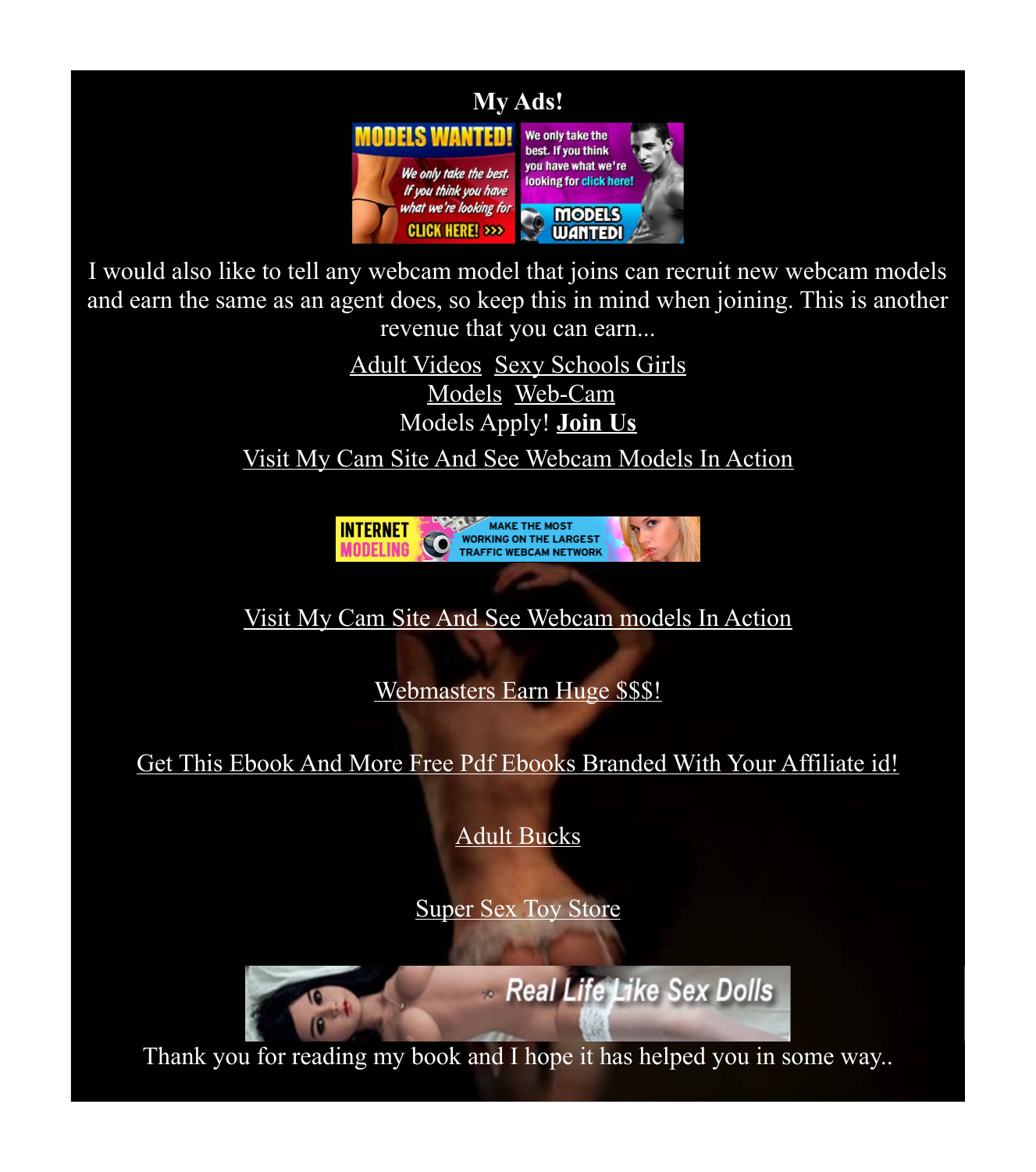**My Ads!**

I would also like to tell any webcam model that joins can recruit new webcam models and earn the same as an agent does, so keep this in mind when joining. This is another revenue that you can earn...

Adult Videos  Sexy Schools Girls

Models  Web-Cam

Models Apply! **Join Us**

Visit My Cam Site And See Webcam Models In Action

Visit My Cam Site And See Webcam models In Action

Webmasters Earn Huge $$$!

Get This Ebook And More Free Pdf Ebooks Branded With Your Affiliate id!

Adult Bucks

Super Sex Toy Store

Thank you for reading my book and I hope it has helped you in some way..